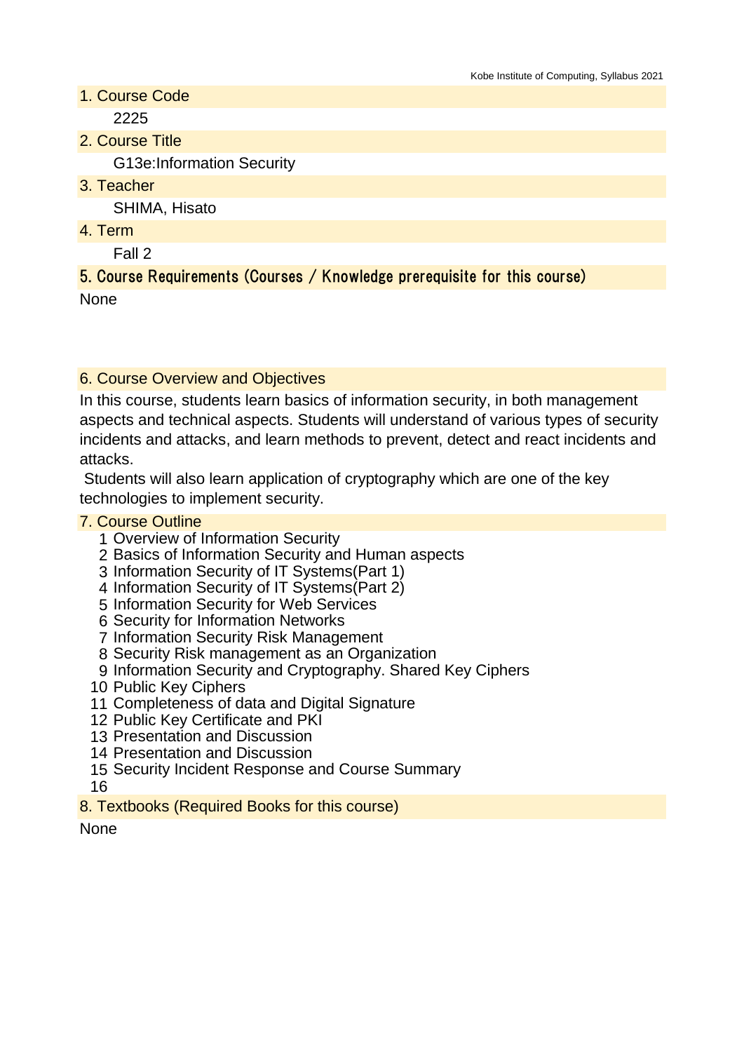## 1. Course Code

2225

## 2. Course Title

G13e:Information Security

## 3. Teacher

SHIMA, Hisato

## 4. Term

Fall 2

## 5. Course Requirements (Courses / Knowledge prerequisite for this course)

None

## 6. Course Overview and Objectives

In this course, students learn basics of information security, in both management aspects and technical aspects. Students will understand of various types of security incidents and attacks, and learn methods to prevent, detect and react incidents and attacks.

Students will also learn application of cryptography which are one of the key technologies to implement security.

## 7. Course Outline

1. Overview of Information Security
2. Basics of Information Security and Human aspects
3. Information Security of IT Systems(Part 1)
4. Information Security of IT Systems(Part 2)
5. Information Security for Web Services
6. Security for Information Networks
7. Information Security Risk Management
8. Security Risk management as an Organization
9. Information Security and Cryptography. Shared Key Ciphers
10. Public Key Ciphers
11. Completeness of data and Digital Signature
12. Public Key Certificate and PKI
13. Presentation and Discussion
14. Presentation and Discussion
15. Security Incident Response and Course Summary
16. 

## 8. Textbooks (Required Books for this course)

None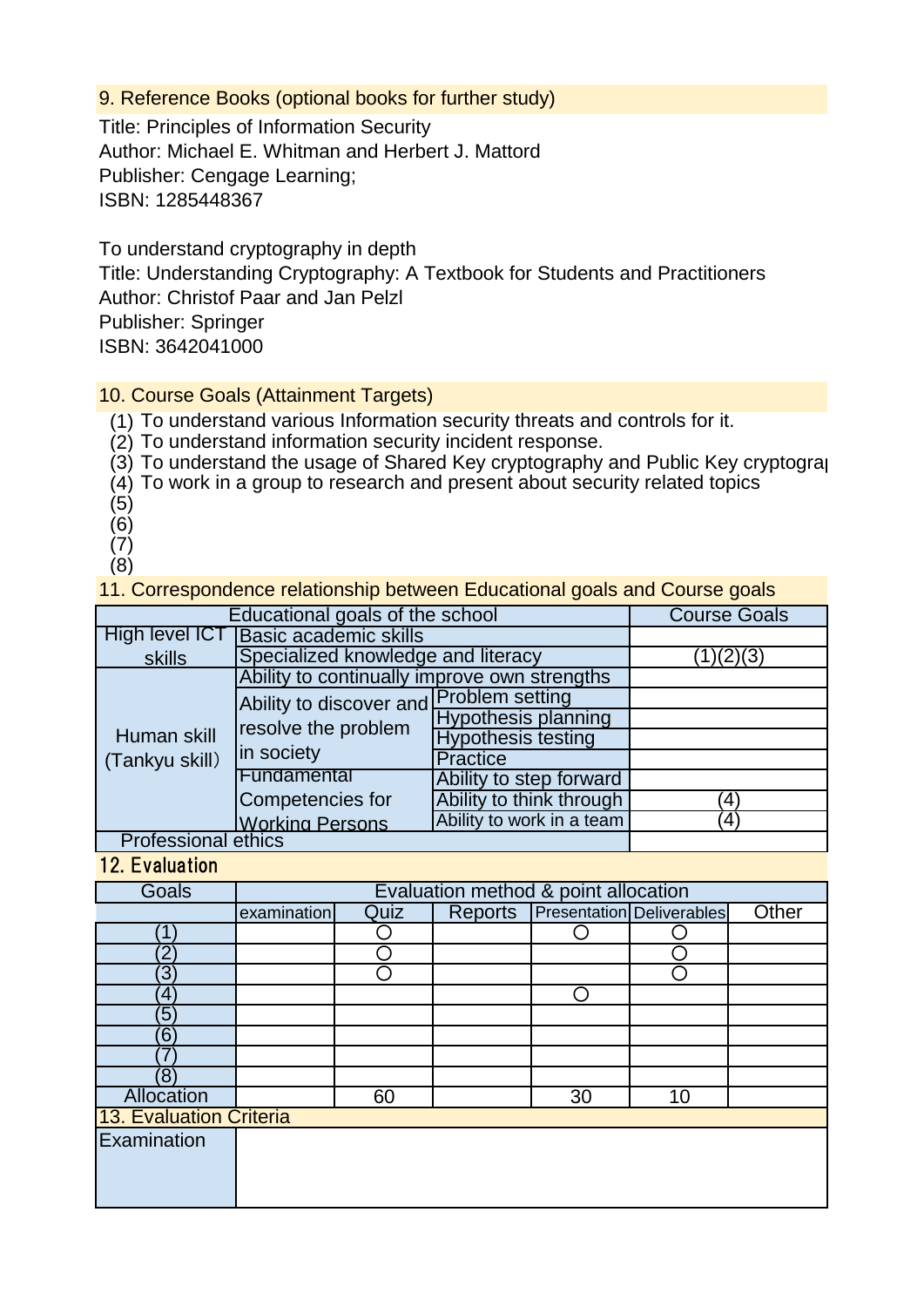## 9. Reference Books (optional books for further study)

Title: Principles of Information Security
Author: Michael E. Whitman and Herbert J. Mattord
Publisher: Cengage Learning;
ISBN: 1285448367

To understand cryptography in depth
Title: Understanding Cryptography: A Textbook for Students and Practitioners
Author: Christof Paar and Jan Pelzl
Publisher: Springer
ISBN: 3642041000

## 10. Course Goals (Attainment Targets)

(1) To understand various Information security threats and controls for it.
(2) To understand information security incident response.
(3) To understand the usage of Shared Key cryptography and Public Key cryptograp
(4) To work in a group to research and present about security related topics
(5)
(6)
(7)
(8)

## 11. Correspondence relationship between Educational goals and Course goals

| Educational goals of the school | | | Course Goals |
|---|---|---|---|
| High level ICT skills | Basic academic skills | | |
| | Specialized knowledge and literacy | | (1)(2)(3) |
| Human skill (Tankyu skill) | Ability to continually improve own strengths | | |
| | Ability to discover and resolve the problem in society | Problem setting | |
| | | Hypothesis planning | |
| | | Hypothesis testing | |
| | | Practice | |
| | Fundamental Competencies for Working Persons | Ability to step forward | |
| | | Ability to think through | (4) |
| | | Ability to work in a team | (4) |
| Professional ethics | | | |

## 12. Evaluation

| Goals | Evaluation method & point allocation | | | | | |
|---|---|---|---|---|---|---|
| | examination | Quiz | Reports | Presentation | Deliverables | Other |
| (1) | | ○ | | ○ | ○ | |
| (2) | | ○ | | | ○ | |
| (3) | | ○ | | | ○ | |
| (4) | | | | ○ | | |
| (5) | | | | | | |
| (6) | | | | | | |
| (7) | | | | | | |
| (8) | | | | | | |
| Allocation | | 60 | | 30 | 10 | |

## 13. Evaluation Criteria

| Examination | |
|---|---|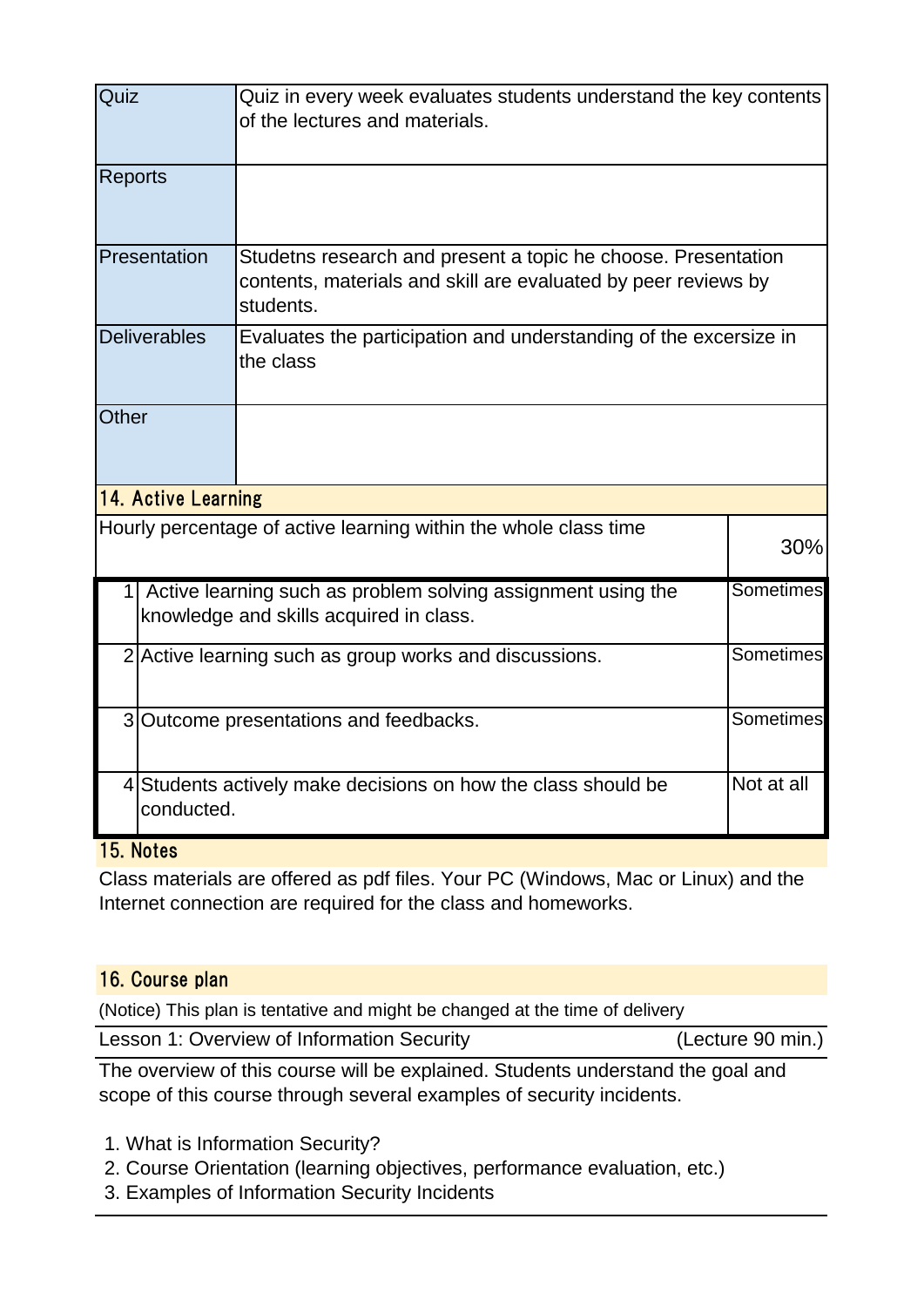| | |
|---|---|
| Quiz | Quiz in every week evaluates students understand the key contents of the lectures and materials. |
| Reports | |
| Presentation | Studetns research and present a topic he choose. Presentation contents, materials and skill are evaluated by peer reviews by students. |
| Deliverables | Evaluates the participation and understanding of the excersize in the class |
| Other | |

## 14. Active Learning

| Hourly percentage of active learning within the whole class time | | 30% |
|---|---|---|
| 1 | Active learning such as problem solving assignment using the knowledge and skills acquired in class. | Sometimes |
| 2 | Active learning such as group works and discussions. | Sometimes |
| 3 | Outcome presentations and feedbacks. | Sometimes |
| 4 | Students actively make decisions on how the class should be conducted. | Not at all |

## 15. Notes

Class materials are offered as pdf files. Your PC (Windows, Mac or Linux) and the Internet connection are required for the class and homeworks.

## 16. Course plan

(Notice) This plan is tentative and might be changed at the time of delivery

**Lesson 1: Overview of Information Security** (Lecture 90 min.)

The overview of this course will be explained. Students understand the goal and scope of this course through several examples of security incidents.

1. What is Information Security?
2. Course Orientation (learning objectives, performance evaluation, etc.)
3. Examples of Information Security Incidents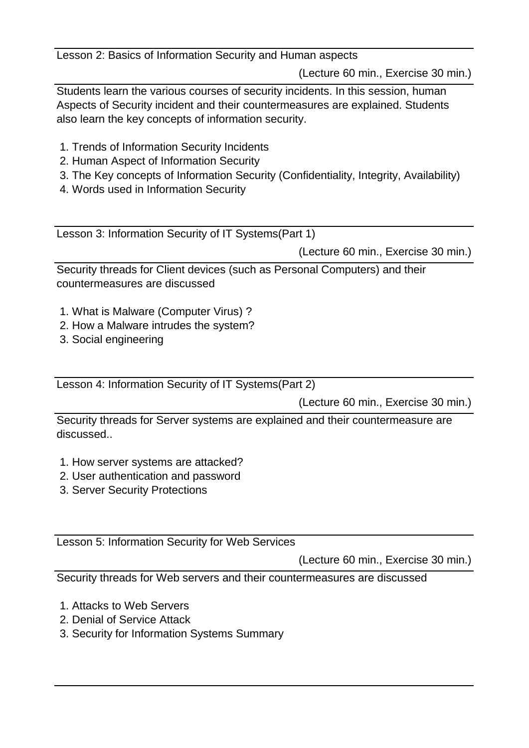### Lesson 2: Basics of Information Security and Human aspects

(Lecture 60 min., Exercise 30 min.)

Students learn the various courses of security incidents. In this session, human Aspects of Security incident and their countermeasures are explained. Students also learn the key concepts of information security.

1. Trends of Information Security Incidents
2. Human Aspect of Information Security
3. The Key concepts of Information Security (Confidentiality, Integrity, Availability)
4. Words used in Information Security

### Lesson 3: Information Security of IT Systems(Part 1)

(Lecture 60 min., Exercise 30 min.)

Security threads for Client devices (such as Personal Computers) and their countermeasures are discussed

1. What is Malware (Computer Virus) ?
2. How a Malware intrudes the system?
3. Social engineering

### Lesson 4: Information Security of IT Systems(Part 2)

(Lecture 60 min., Exercise 30 min.)

Security threads for Server systems are explained and their countermeasure are discussed..

1. How server systems are attacked?
2. User authentication and password
3. Server Security Protections

### Lesson 5: Information Security for Web Services

(Lecture 60 min., Exercise 30 min.)

Security threads for Web servers and their countermeasures are discussed

1. Attacks to Web Servers
2. Denial of Service Attack
3. Security for Information Systems Summary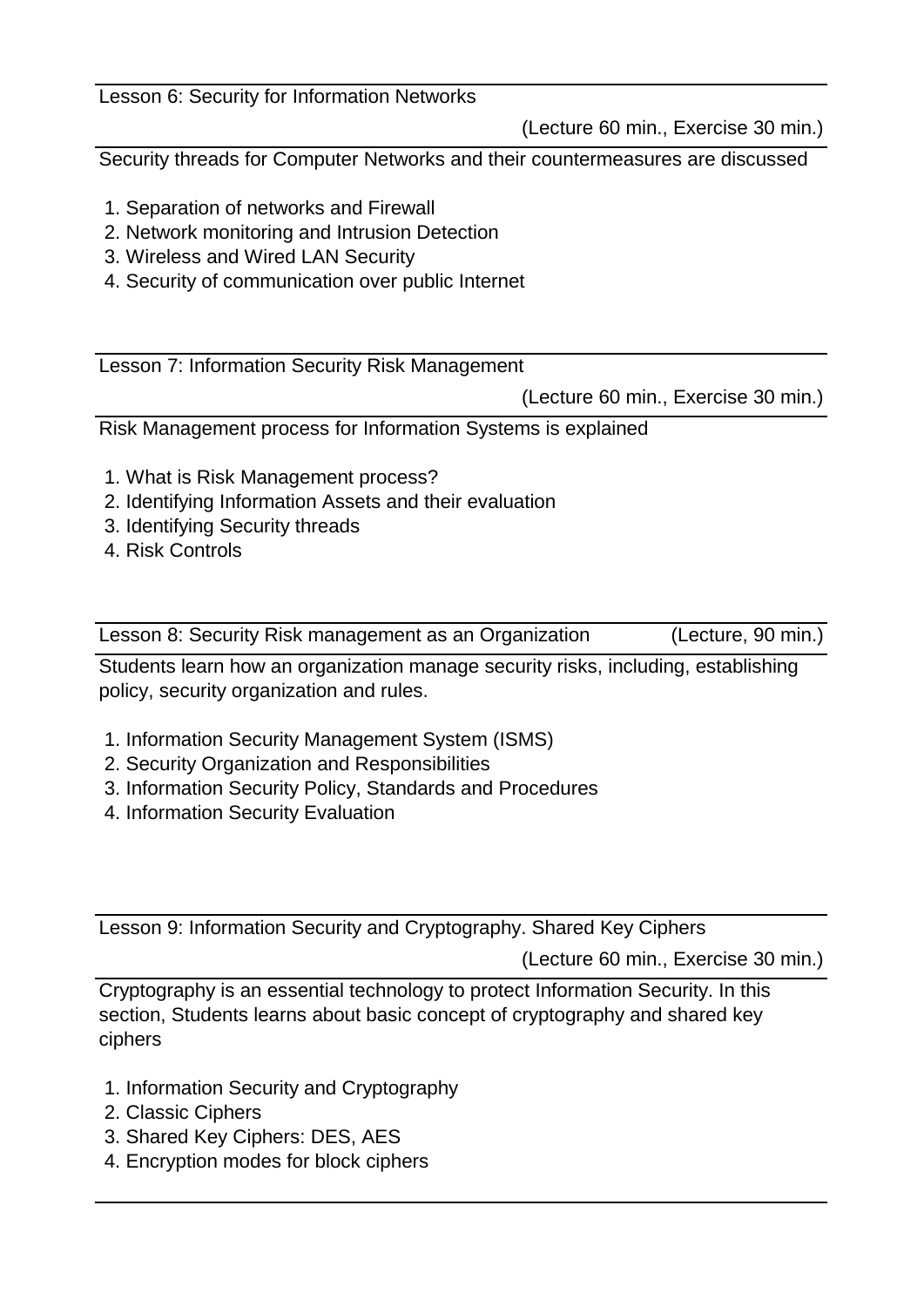## Lesson 6: Security for Information Networks

(Lecture 60 min., Exercise 30 min.)

Security threads for Computer Networks and their countermeasures are discussed

1. Separation of networks and Firewall
2. Network monitoring and Intrusion Detection
3. Wireless and Wired LAN Security
4. Security of communication over public Internet

## Lesson 7: Information Security Risk Management

(Lecture 60 min., Exercise 30 min.)

Risk Management process for Information Systems is explained

1. What is Risk Management process?
2. Identifying Information Assets and their evaluation
3. Identifying Security threads
4. Risk Controls

## Lesson 8: Security Risk management as an Organization

(Lecture, 90 min.)

Students learn how an organization manage security risks, including, establishing policy, security organization and rules.

1. Information Security Management System (ISMS)
2. Security Organization and Responsibilities
3. Information Security Policy, Standards and Procedures
4. Information Security Evaluation

## Lesson 9: Information Security and Cryptography. Shared Key Ciphers

(Lecture 60 min., Exercise 30 min.)

Cryptography is an essential technology to protect Information Security. In this section, Students learns about basic concept of cryptography and shared key ciphers

1. Information Security and Cryptography
2. Classic Ciphers
3. Shared Key Ciphers: DES, AES
4. Encryption modes for block ciphers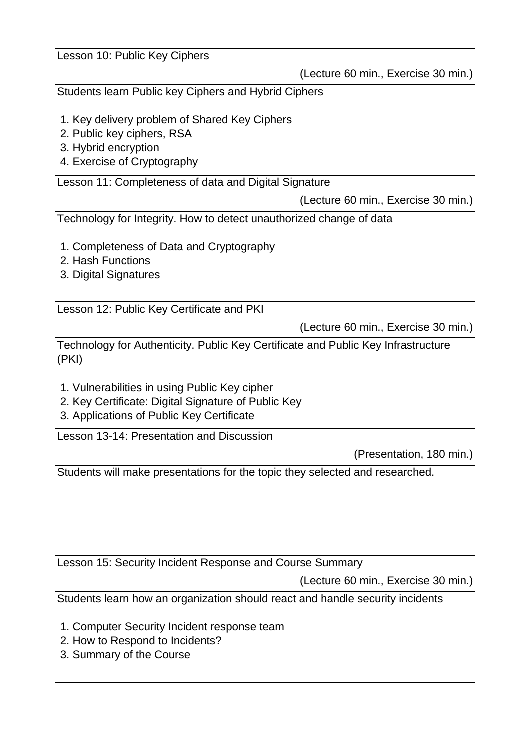Lesson 10: Public Key Ciphers

(Lecture 60 min., Exercise 30 min.)

Students learn Public key Ciphers and Hybrid Ciphers

1. Key delivery problem of Shared Key Ciphers
2. Public key ciphers, RSA
3. Hybrid encryption
4. Exercise of Cryptography

Lesson 11: Completeness of data and Digital Signature

(Lecture 60 min., Exercise 30 min.)

Technology for Integrity. How to detect unauthorized change of data

1. Completeness of Data and Cryptography
2. Hash Functions
3. Digital Signatures

Lesson 12: Public Key Certificate and PKI

(Lecture 60 min., Exercise 30 min.)

Technology for Authenticity. Public Key Certificate and Public Key Infrastructure (PKI)

1. Vulnerabilities in using Public Key cipher
2. Key Certificate: Digital Signature of Public Key
3. Applications of Public Key Certificate

Lesson 13-14: Presentation and Discussion

(Presentation, 180 min.)

Students will make presentations for the topic they selected and researched.

Lesson 15: Security Incident Response and Course Summary

(Lecture 60 min., Exercise 30 min.)

Students learn how an organization should react and handle security incidents

1. Computer Security Incident response team
2. How to Respond to Incidents?
3. Summary of the Course